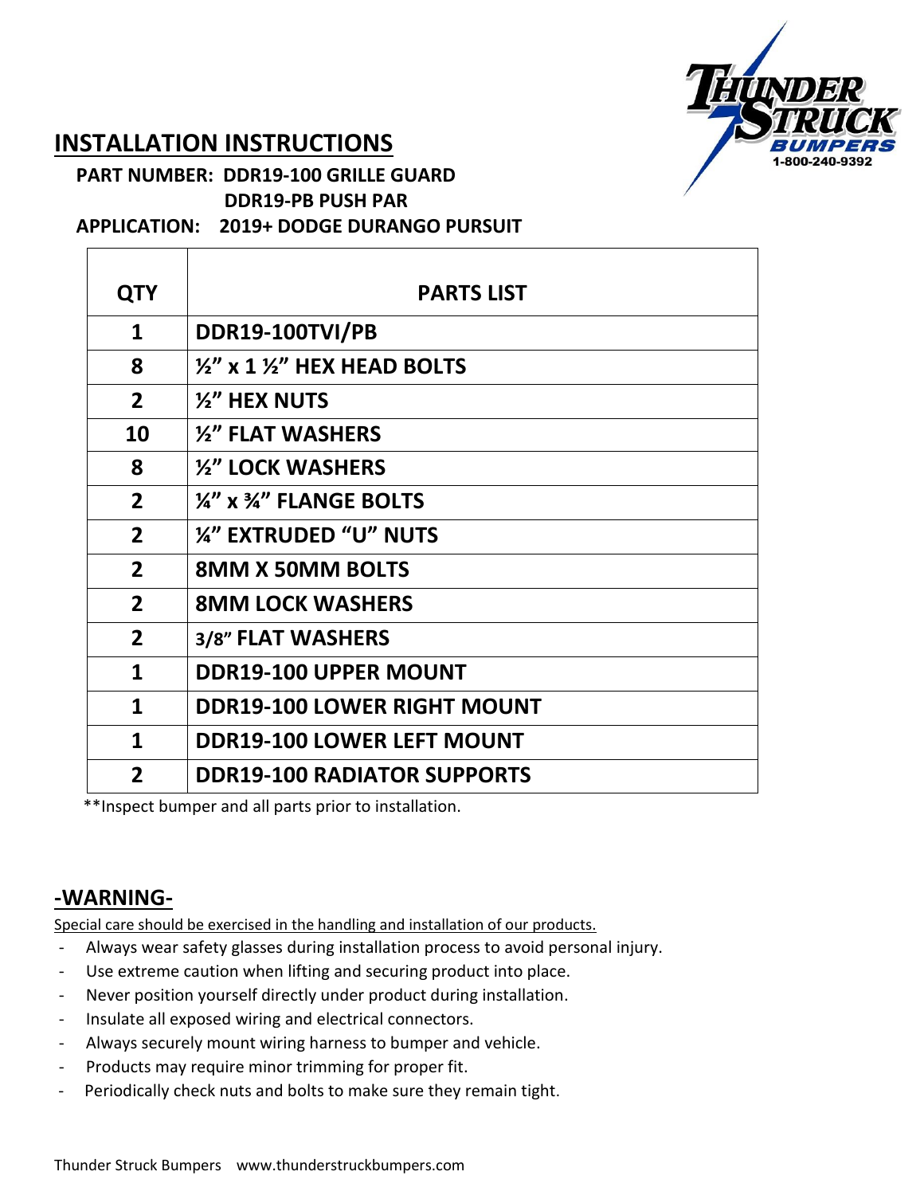# INSTALLATION INSTRUCTIONS

**PART NUMBER: DDR19-100 GRILLE GUARD**
**DDR19-PB PUSH PAR**

**APPLICATION: 2019+ DODGE DURANGO PURSUIT**

| QTY | PARTS LIST |
|---|---|
| 1 | DDR19-100TVI/PB |
| 8 | ½" x 1 ½" HEX HEAD BOLTS |
| 2 | ½" HEX NUTS |
| 10 | ½" FLAT WASHERS |
| 8 | ½" LOCK WASHERS |
| 2 | ¼" x ¾" FLANGE BOLTS |
| 2 | ¼" EXTRUDED "U" NUTS |
| 2 | 8MM X 50MM BOLTS |
| 2 | 8MM LOCK WASHERS |
| 2 | 3/8" FLAT WASHERS |
| 1 | DDR19-100 UPPER MOUNT |
| 1 | DDR19-100 LOWER RIGHT MOUNT |
| 1 | DDR19-100 LOWER LEFT MOUNT |
| 2 | DDR19-100 RADIATOR SUPPORTS |

**Inspect bumper and all parts prior to installation.

## -WARNING-

Special care should be exercised in the handling and installation of our products.

- Always wear safety glasses during installation process to avoid personal injury.
- Use extreme caution when lifting and securing product into place.
- Never position yourself directly under product during installation.
- Insulate all exposed wiring and electrical connectors.
- Always securely mount wiring harness to bumper and vehicle.
- Products may require minor trimming for proper fit.
- Periodically check nuts and bolts to make sure they remain tight.

Thunder Struck Bumpers www.thunderstruckbumpers.com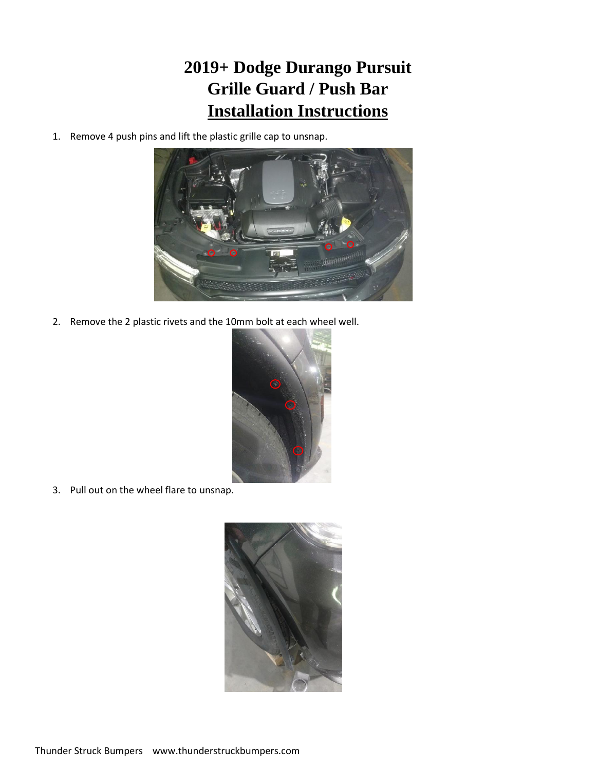# 2019+ Dodge Durango Pursuit
# Grille Guard / Push Bar
# Installation Instructions

1. Remove 4 push pins and lift the plastic grille cap to unsnap.

2. Remove the 2 plastic rivets and the 10mm bolt at each wheel well.

3. Pull out on the wheel flare to unsnap.

Thunder Struck Bumpers www.thunderstruckbumpers.com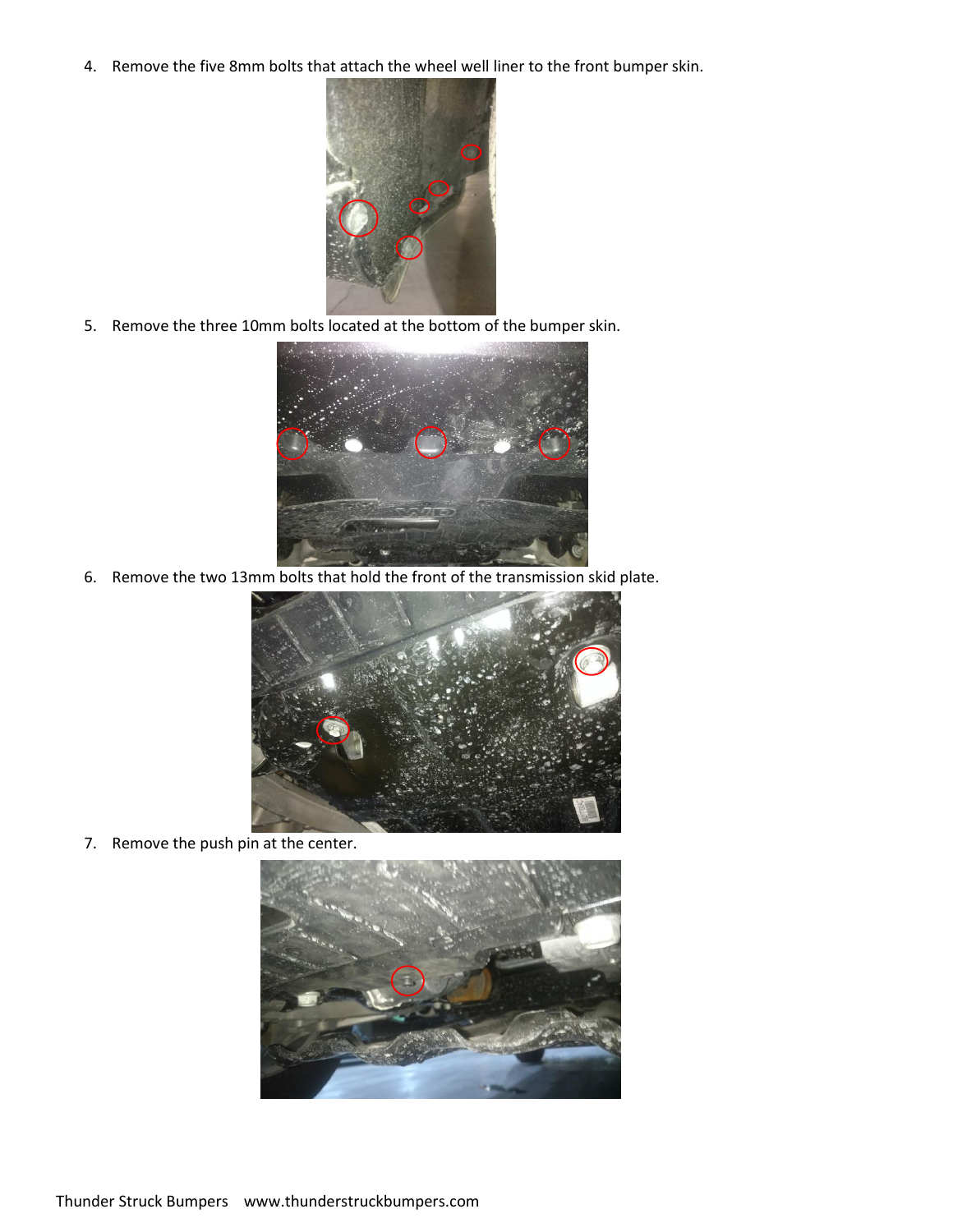4. Remove the five 8mm bolts that attach the wheel well liner to the front bumper skin.

5. Remove the three 10mm bolts located at the bottom of the bumper skin.

6. Remove the two 13mm bolts that hold the front of the transmission skid plate.

7. Remove the push pin at the center.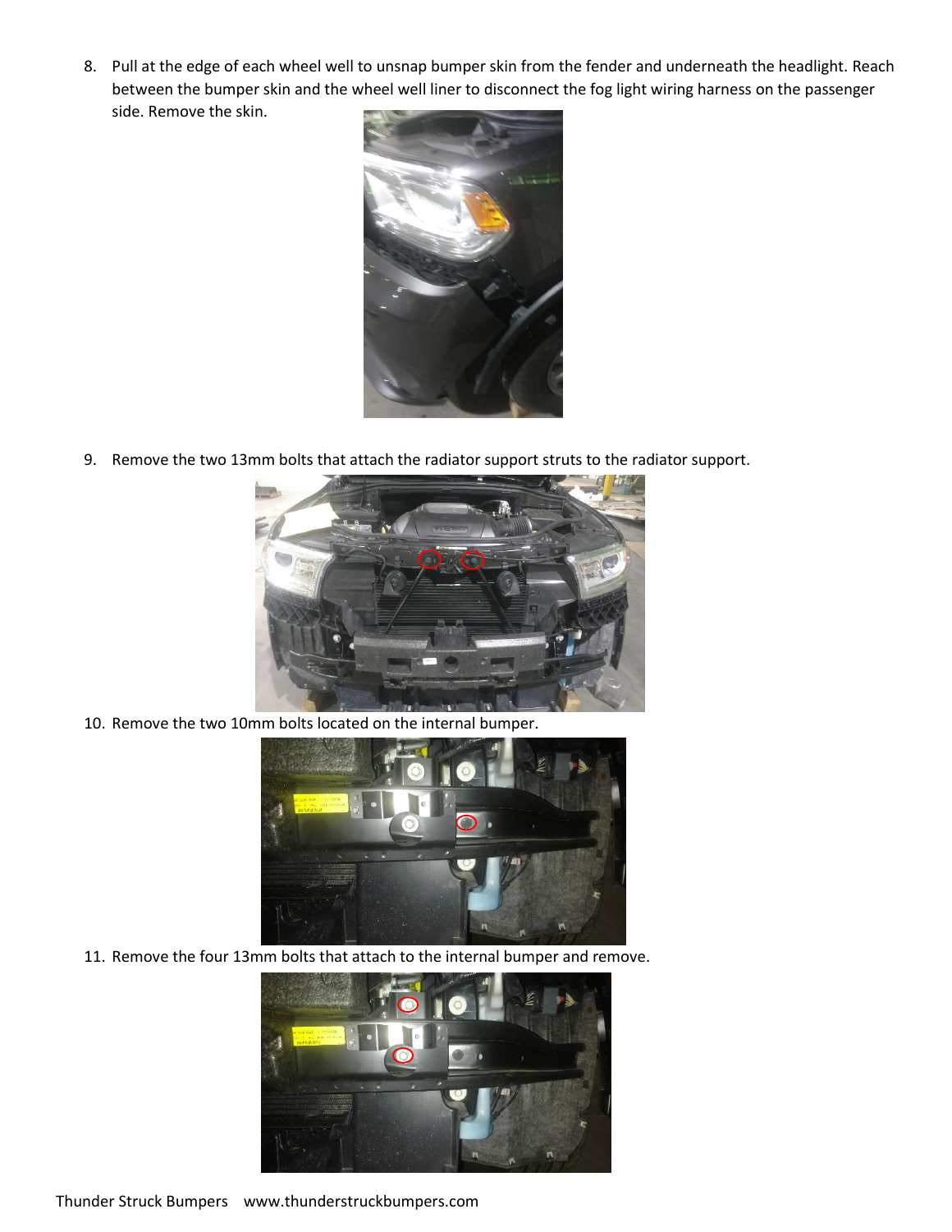8. Pull at the edge of each wheel well to unsnap bumper skin from the fender and underneath the headlight. Reach between the bumper skin and the wheel well liner to disconnect the fog light wiring harness on the passenger side. Remove the skin.

9. Remove the two 13mm bolts that attach the radiator support struts to the radiator support.

10. Remove the two 10mm bolts located on the internal bumper.

11. Remove the four 13mm bolts that attach to the internal bumper and remove.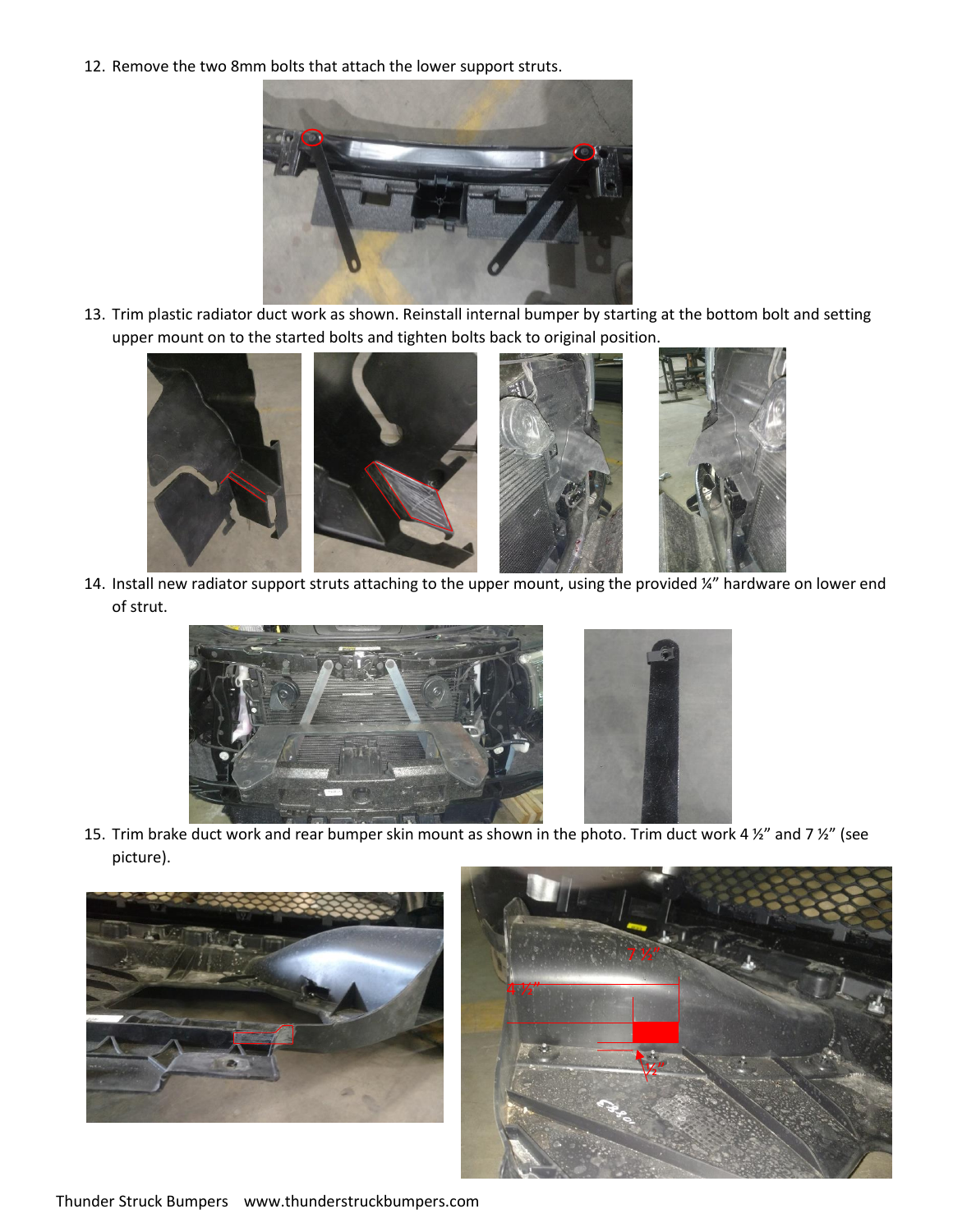12. Remove the two 8mm bolts that attach the lower support struts.

13. Trim plastic radiator duct work as shown. Reinstall internal bumper by starting at the bottom bolt and setting upper mount on to the started bolts and tighten bolts back to original position.

14. Install new radiator support struts attaching to the upper mount, using the provided ¼" hardware on lower end of strut.

15. Trim brake duct work and rear bumper skin mount as shown in the photo. Trim duct work 4 ½" and 7 ½" (see picture).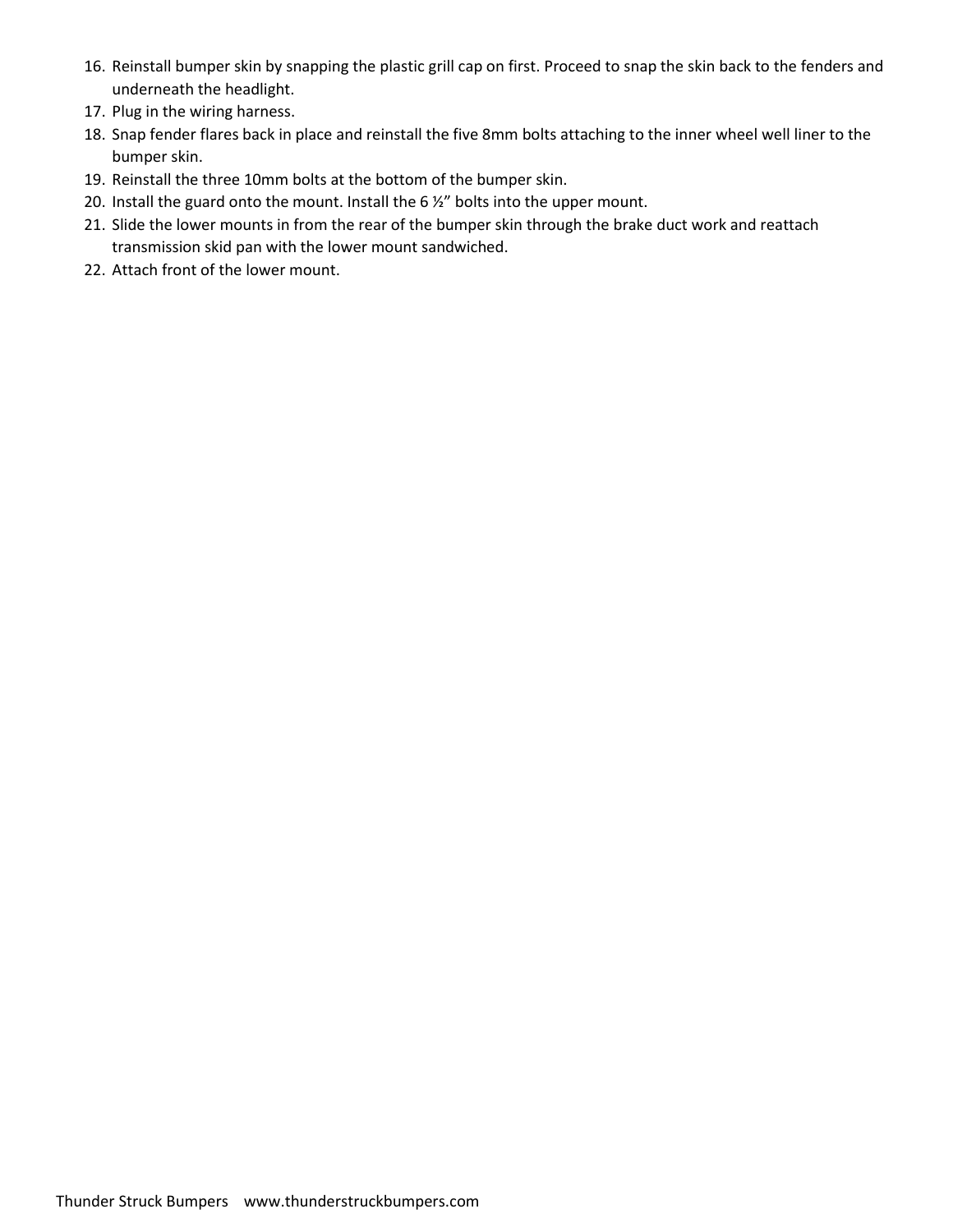16. Reinstall bumper skin by snapping the plastic grill cap on first. Proceed to snap the skin back to the fenders and underneath the headlight.
17. Plug in the wiring harness.
18. Snap fender flares back in place and reinstall the five 8mm bolts attaching to the inner wheel well liner to the bumper skin.
19. Reinstall the three 10mm bolts at the bottom of the bumper skin.
20. Install the guard onto the mount. Install the 6 ½" bolts into the upper mount.
21. Slide the lower mounts in from the rear of the bumper skin through the brake duct work and reattach transmission skid pan with the lower mount sandwiched.
22. Attach front of the lower mount.